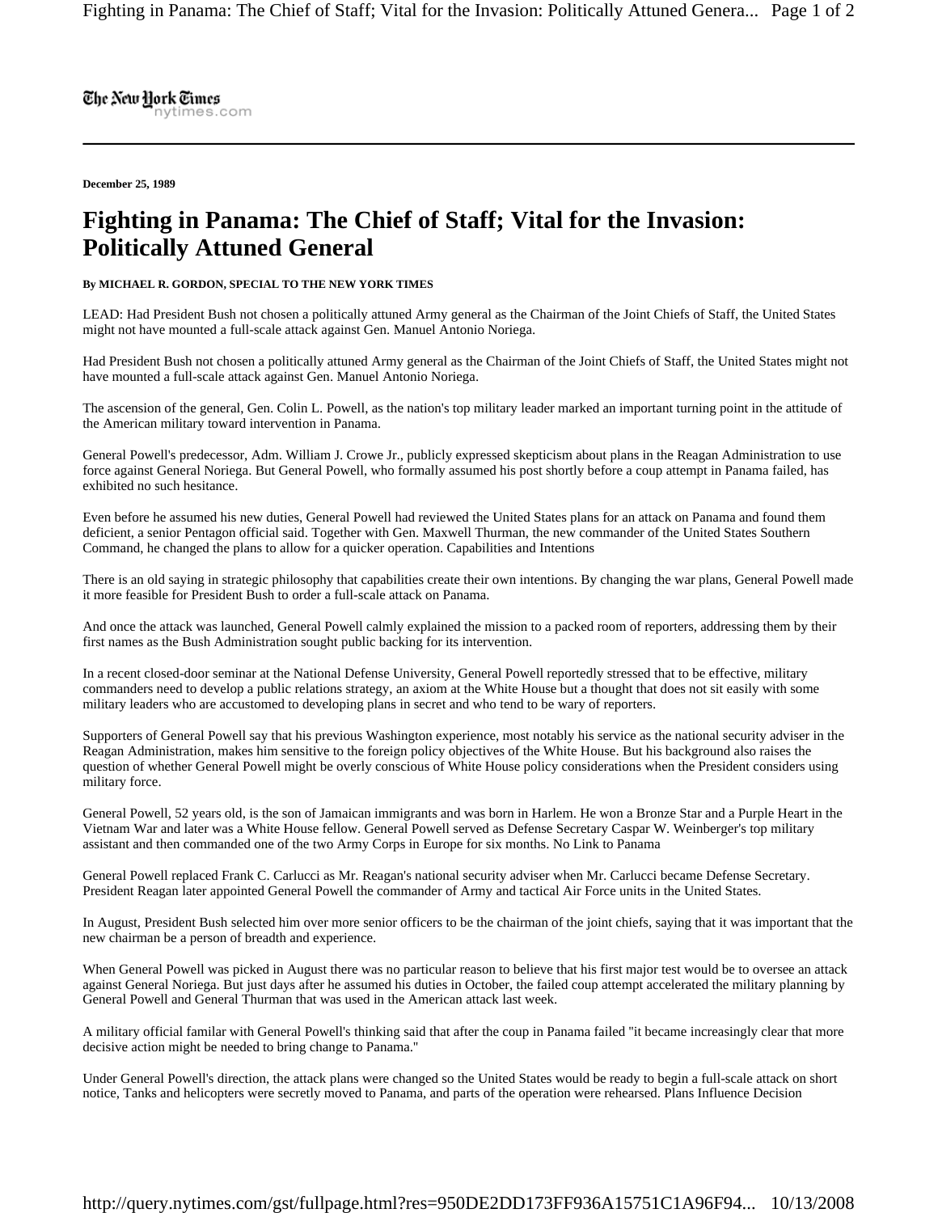The New York Times
nytimes.com

**December 25, 1989**

# Fighting in Panama: The Chief of Staff; Vital for the Invasion: Politically Attuned General

**By MICHAEL R. GORDON, SPECIAL TO THE NEW YORK TIMES**

LEAD: Had President Bush not chosen a politically attuned Army general as the Chairman of the Joint Chiefs of Staff, the United States might not have mounted a full-scale attack against Gen. Manuel Antonio Noriega.

Had President Bush not chosen a politically attuned Army general as the Chairman of the Joint Chiefs of Staff, the United States might not have mounted a full-scale attack against Gen. Manuel Antonio Noriega.

The ascension of the general, Gen. Colin L. Powell, as the nation's top military leader marked an important turning point in the attitude of the American military toward intervention in Panama.

General Powell's predecessor, Adm. William J. Crowe Jr., publicly expressed skepticism about plans in the Reagan Administration to use force against General Noriega. But General Powell, who formally assumed his post shortly before a coup attempt in Panama failed, has exhibited no such hesitance.

Even before he assumed his new duties, General Powell had reviewed the United States plans for an attack on Panama and found them deficient, a senior Pentagon official said. Together with Gen. Maxwell Thurman, the new commander of the United States Southern Command, he changed the plans to allow for a quicker operation. Capabilities and Intentions

There is an old saying in strategic philosophy that capabilities create their own intentions. By changing the war plans, General Powell made it more feasible for President Bush to order a full-scale attack on Panama.

And once the attack was launched, General Powell calmly explained the mission to a packed room of reporters, addressing them by their first names as the Bush Administration sought public backing for its intervention.

In a recent closed-door seminar at the National Defense University, General Powell reportedly stressed that to be effective, military commanders need to develop a public relations strategy, an axiom at the White House but a thought that does not sit easily with some military leaders who are accustomed to developing plans in secret and who tend to be wary of reporters.

Supporters of General Powell say that his previous Washington experience, most notably his service as the national security adviser in the Reagan Administration, makes him sensitive to the foreign policy objectives of the White House. But his background also raises the question of whether General Powell might be overly conscious of White House policy considerations when the President considers using military force.

General Powell, 52 years old, is the son of Jamaican immigrants and was born in Harlem. He won a Bronze Star and a Purple Heart in the Vietnam War and later was a White House fellow. General Powell served as Defense Secretary Caspar W. Weinberger's top military assistant and then commanded one of the two Army Corps in Europe for six months. No Link to Panama

General Powell replaced Frank C. Carlucci as Mr. Reagan's national security adviser when Mr. Carlucci became Defense Secretary. President Reagan later appointed General Powell the commander of Army and tactical Air Force units in the United States.

In August, President Bush selected him over more senior officers to be the chairman of the joint chiefs, saying that it was important that the new chairman be a person of breadth and experience.

When General Powell was picked in August there was no particular reason to believe that his first major test would be to oversee an attack against General Noriega. But just days after he assumed his duties in October, the failed coup attempt accelerated the military planning by General Powell and General Thurman that was used in the American attack last week.

A military official familar with General Powell's thinking said that after the coup in Panama failed "it became increasingly clear that more decisive action might be needed to bring change to Panama."

Under General Powell's direction, the attack plans were changed so the United States would be ready to begin a full-scale attack on short notice, Tanks and helicopters were secretly moved to Panama, and parts of the operation were rehearsed. Plans Influence Decision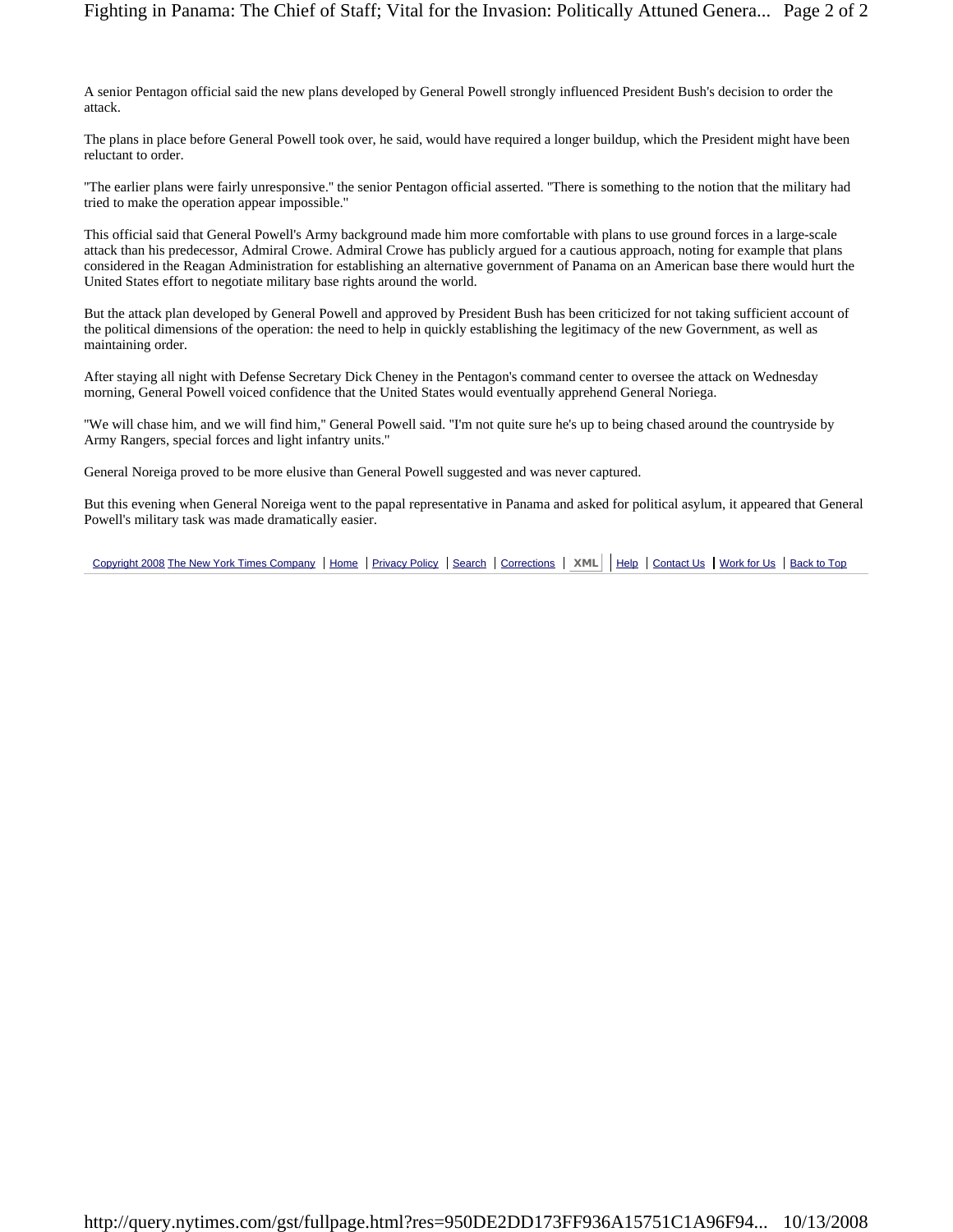A senior Pentagon official said the new plans developed by General Powell strongly influenced President Bush's decision to order the attack.

The plans in place before General Powell took over, he said, would have required a longer buildup, which the President might have been reluctant to order.

"The earlier plans were fairly unresponsive." the senior Pentagon official asserted. "There is something to the notion that the military had tried to make the operation appear impossible."

This official said that General Powell's Army background made him more comfortable with plans to use ground forces in a large-scale attack than his predecessor, Admiral Crowe. Admiral Crowe has publicly argued for a cautious approach, noting for example that plans considered in the Reagan Administration for establishing an alternative government of Panama on an American base there would hurt the United States effort to negotiate military base rights around the world.

But the attack plan developed by General Powell and approved by President Bush has been criticized for not taking sufficient account of the political dimensions of the operation: the need to help in quickly establishing the legitimacy of the new Government, as well as maintaining order.

After staying all night with Defense Secretary Dick Cheney in the Pentagon's command center to oversee the attack on Wednesday morning, General Powell voiced confidence that the United States would eventually apprehend General Noriega.

"We will chase him, and we will find him," General Powell said. "I'm not quite sure he's up to being chased around the countryside by Army Rangers, special forces and light infantry units."

General Noreiga proved to be more elusive than General Powell suggested and was never captured.

But this evening when General Noreiga went to the papal representative in Panama and asked for political asylum, it appeared that General Powell's military task was made dramatically easier.

Copyright 2008 The New York Times Company | Home | Privacy Policy | Search | Corrections | XML | Help | Contact Us | Work for Us | Back to Top